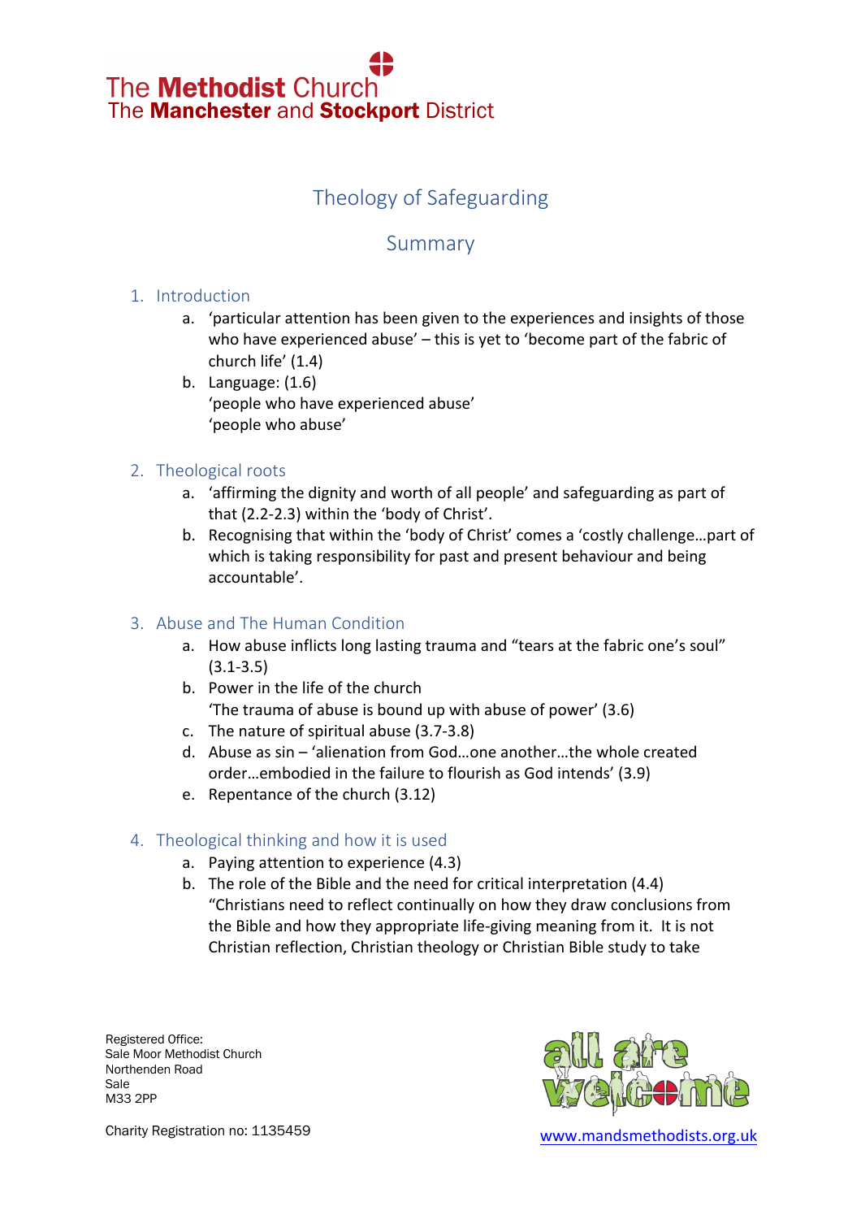The Methodist Church
The **Manchester** and **Stockport** District

# Theology of Safeguarding

## Summary

### 1. Introduction

a. 'particular attention has been given to the experiences and insights of those who have experienced abuse' – this is yet to 'become part of the fabric of church life' (1.4)

b. Language: (1.6)
'people who have experienced abuse'
'people who abuse'

### 2. Theological roots

a. 'affirming the dignity and worth of all people' and safeguarding as part of that (2.2-2.3) within the 'body of Christ'.

b. Recognising that within the 'body of Christ' comes a 'costly challenge…part of which is taking responsibility for past and present behaviour and being accountable'.

### 3. Abuse and The Human Condition

a. How abuse inflicts long lasting trauma and "tears at the fabric one's soul" (3.1-3.5)

b. Power in the life of the church
'The trauma of abuse is bound up with abuse of power' (3.6)

c. The nature of spiritual abuse (3.7-3.8)

d. Abuse as sin – 'alienation from God…one another…the whole created order…embodied in the failure to flourish as God intends' (3.9)

e. Repentance of the church (3.12)

### 4. Theological thinking and how it is used

a. Paying attention to experience (4.3)

b. The role of the Bible and the need for critical interpretation (4.4)
"Christians need to reflect continually on how they draw conclusions from the Bible and how they appropriate life-giving meaning from it. It is not Christian reflection, Christian theology or Christian Bible study to take

Registered Office:
Sale Moor Methodist Church
Northenden Road
Sale
M33 2PP

Charity Registration no: 1135459

all are welcome

www.mandsmethodists.org.uk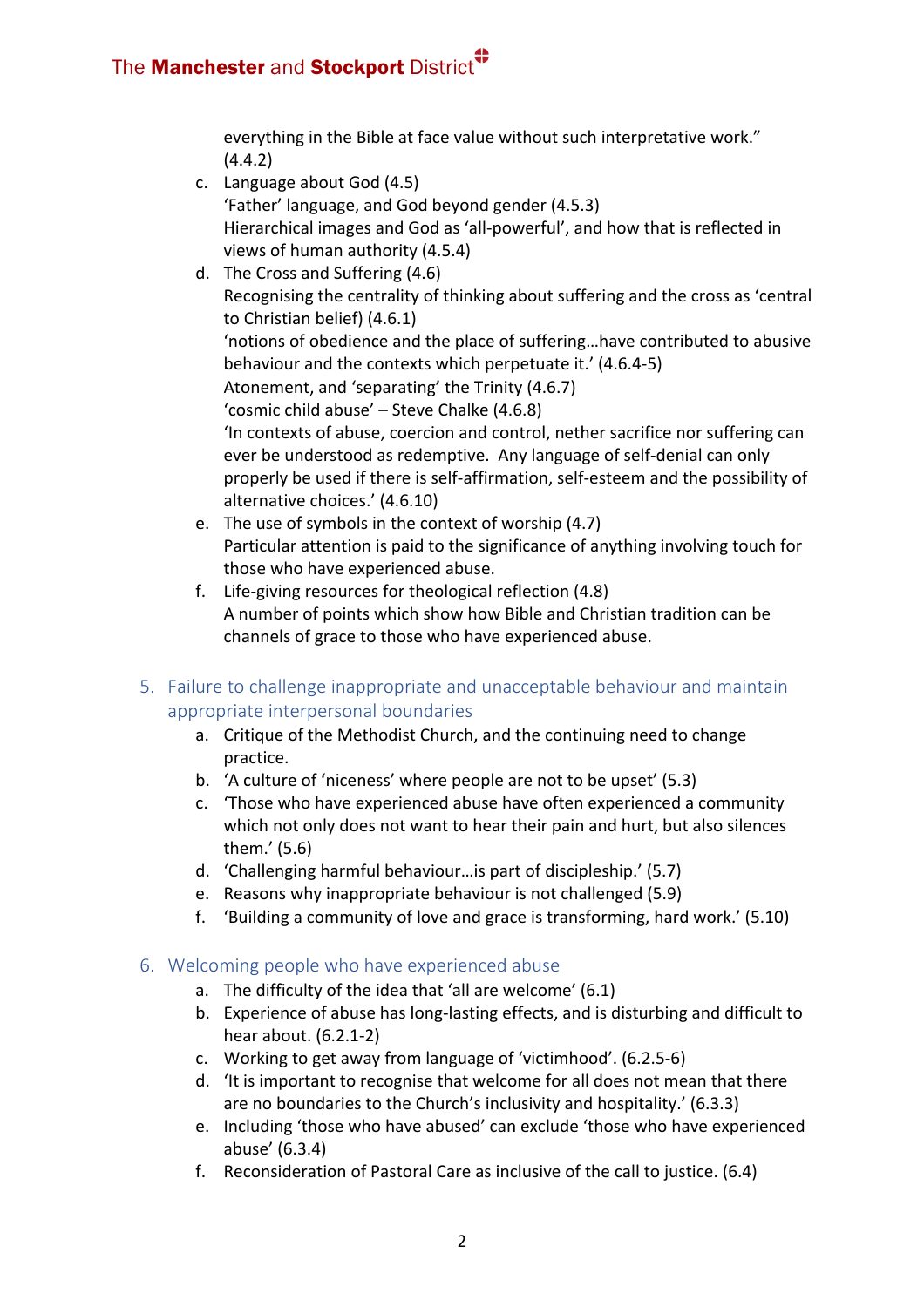everything in the Bible at face value without such interpretative work." (4.4.2)

c. Language about God (4.5)
   'Father' language, and God beyond gender (4.5.3)
   Hierarchical images and God as 'all-powerful', and how that is reflected in views of human authority (4.5.4)
d. The Cross and Suffering (4.6)
   Recognising the centrality of thinking about suffering and the cross as 'central to Christian belief) (4.6.1)
   'notions of obedience and the place of suffering…have contributed to abusive behaviour and the contexts which perpetuate it.' (4.6.4-5)
   Atonement, and 'separating' the Trinity (4.6.7)
   'cosmic child abuse' – Steve Chalke (4.6.8)
   'In contexts of abuse, coercion and control, nether sacrifice nor suffering can ever be understood as redemptive. Any language of self-denial can only properly be used if there is self-affirmation, self-esteem and the possibility of alternative choices.' (4.6.10)
e. The use of symbols in the context of worship (4.7)
   Particular attention is paid to the significance of anything involving touch for those who have experienced abuse.
f. Life-giving resources for theological reflection (4.8)
   A number of points which show how Bible and Christian tradition can be channels of grace to those who have experienced abuse.

## 5. Failure to challenge inappropriate and unacceptable behaviour and maintain appropriate interpersonal boundaries

a. Critique of the Methodist Church, and the continuing need to change practice.
b. 'A culture of 'niceness' where people are not to be upset' (5.3)
c. 'Those who have experienced abuse have often experienced a community which not only does not want to hear their pain and hurt, but also silences them.' (5.6)
d. 'Challenging harmful behaviour…is part of discipleship.' (5.7)
e. Reasons why inappropriate behaviour is not challenged (5.9)
f. 'Building a community of love and grace is transforming, hard work.' (5.10)

## 6. Welcoming people who have experienced abuse

a. The difficulty of the idea that 'all are welcome' (6.1)
b. Experience of abuse has long-lasting effects, and is disturbing and difficult to hear about. (6.2.1-2)
c. Working to get away from language of 'victimhood'. (6.2.5-6)
d. 'It is important to recognise that welcome for all does not mean that there are no boundaries to the Church's inclusivity and hospitality.' (6.3.3)
e. Including 'those who have abused' can exclude 'those who have experienced abuse' (6.3.4)
f. Reconsideration of Pastoral Care as inclusive of the call to justice. (6.4)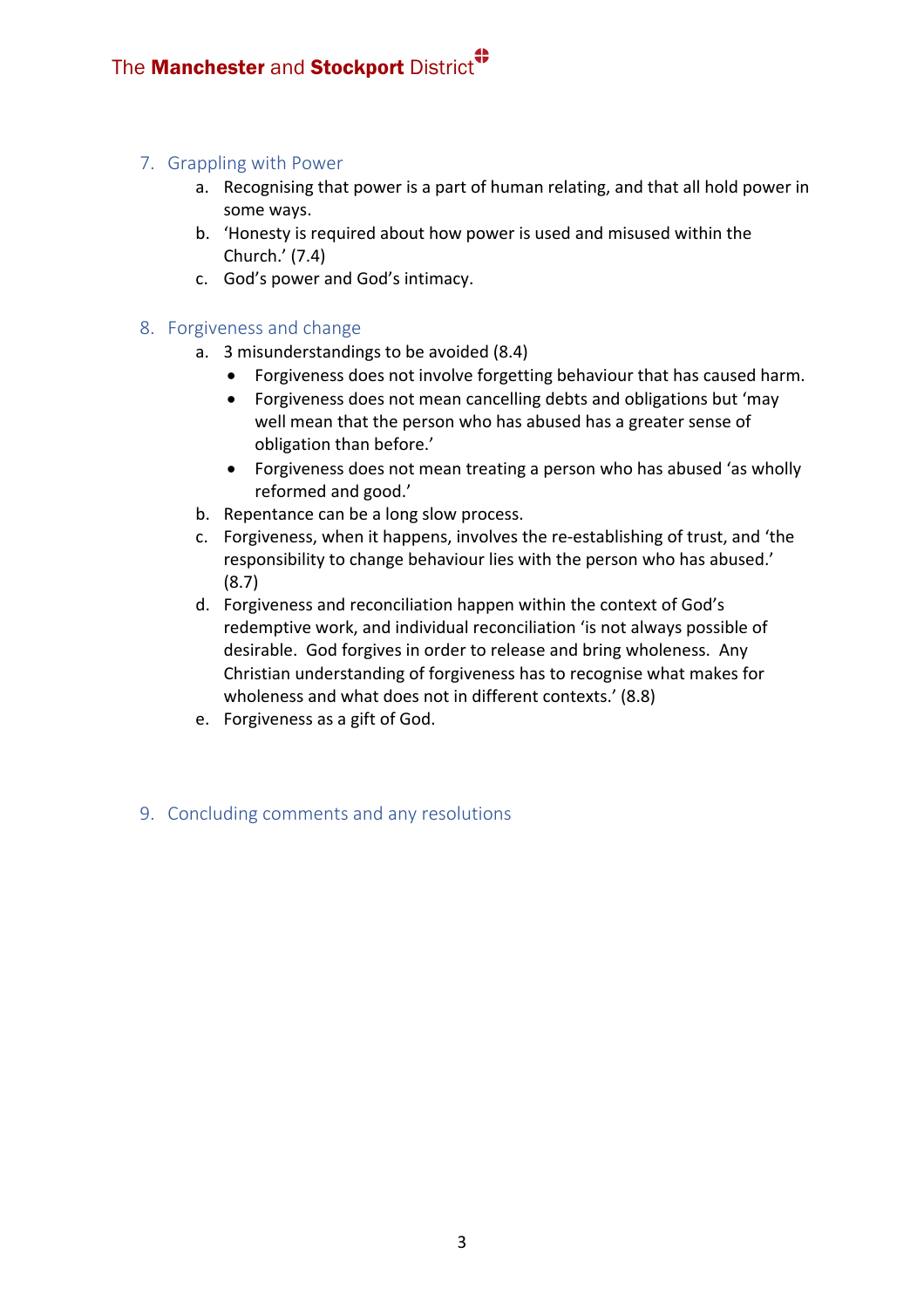## 7. Grappling with Power

a. Recognising that power is a part of human relating, and that all hold power in some ways.
b. 'Honesty is required about how power is used and misused within the Church.' (7.4)
c. God's power and God's intimacy.

## 8. Forgiveness and change

a. 3 misunderstandings to be avoided (8.4)
   - Forgiveness does not involve forgetting behaviour that has caused harm.
   - Forgiveness does not mean cancelling debts and obligations but 'may well mean that the person who has abused has a greater sense of obligation than before.'
   - Forgiveness does not mean treating a person who has abused 'as wholly reformed and good.'

b. Repentance can be a long slow process.
c. Forgiveness, when it happens, involves the re-establishing of trust, and 'the responsibility to change behaviour lies with the person who has abused.' (8.7)
d. Forgiveness and reconciliation happen within the context of God's redemptive work, and individual reconciliation 'is not always possible of desirable. God forgives in order to release and bring wholeness. Any Christian understanding of forgiveness has to recognise what makes for wholeness and what does not in different contexts.' (8.8)
e. Forgiveness as a gift of God.

## 9. Concluding comments and any resolutions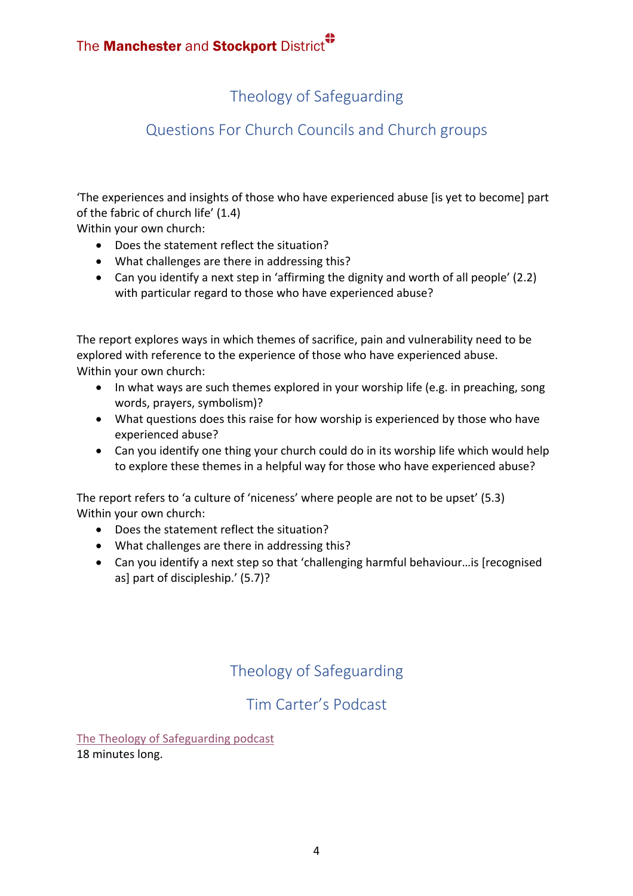## Theology of Safeguarding

## Questions For Church Councils and Church groups

'The experiences and insights of those who have experienced abuse [is yet to become] part of the fabric of church life' (1.4)
Within your own church:

- Does the statement reflect the situation?
- What challenges are there in addressing this?
- Can you identify a next step in 'affirming the dignity and worth of all people' (2.2) with particular regard to those who have experienced abuse?

The report explores ways in which themes of sacrifice, pain and vulnerability need to be explored with reference to the experience of those who have experienced abuse.
Within your own church:

- In what ways are such themes explored in your worship life (e.g. in preaching, song words, prayers, symbolism)?
- What questions does this raise for how worship is experienced by those who have experienced abuse?
- Can you identify one thing your church could do in its worship life which would help to explore these themes in a helpful way for those who have experienced abuse?

The report refers to 'a culture of 'niceness' where people are not to be upset' (5.3)
Within your own church:

- Does the statement reflect the situation?
- What challenges are there in addressing this?
- Can you identify a next step so that 'challenging harmful behaviour…is [recognised as] part of discipleship.' (5.7)?

## Theology of Safeguarding

## Tim Carter's Podcast

The Theology of Safeguarding podcast
18 minutes long.